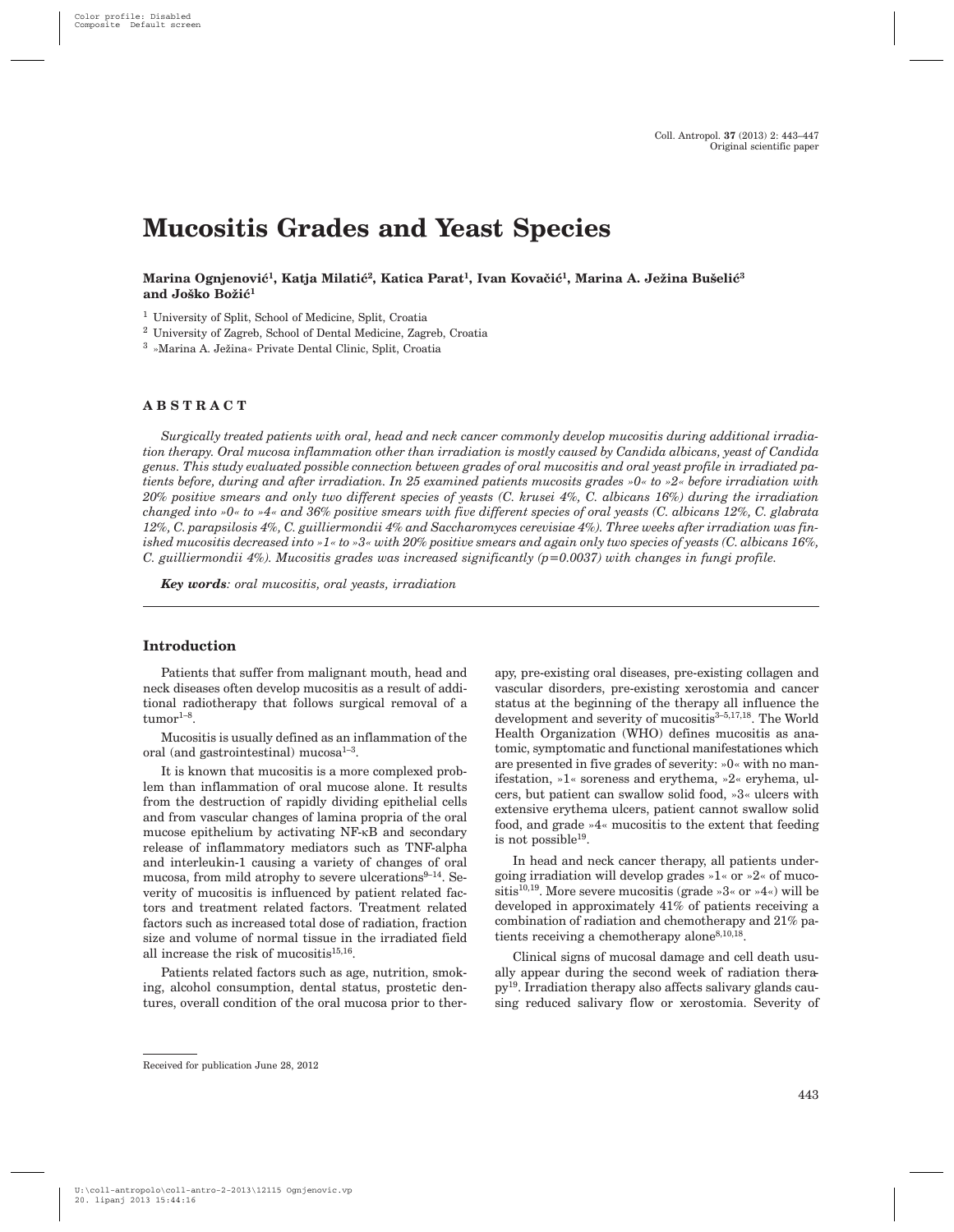Original scientific paper

# Mucositis Grades and Yeast Species

**Marina Ognjenović[1], Katja Milatić[2], Katica Parat[1], Ivan Kovačić[1], Marina A. Ježina Bušelić[3] and Joško Božić[1]**

[1] University of Split, School of Medicine, Split, Croatia

[2] University of Zagreb, School of Dental Medicine, Zagreb, Croatia

[3] »Marina A. Ježina« Private Dental Clinic, Split, Croatia

## ABSTRACT

*Surgically treated patients with oral, head and neck cancer commonly develop mucositis during additional irradiation therapy. Oral mucosa inflammation other than irradiation is mostly caused by Candida albicans, yeast of Candida genus. This study evaluated possible connection between grades of oral mucositis and oral yeast profile in irradiated patients before, during and after irradiation. In 25 examined patients mucosits grades »0« to »2« before irradiation with 20% positive smears and only two different species of yeasts (C. krusei 4%, C. albicans 16%) during the irradiation changed into »0« to »4« and 36% positive smears with five different species of oral yeasts (C. albicans 12%, C. glabrata 12%, C. parapsilosis 4%, C. guilliermondii 4% and Saccharomyces cerevisiae 4%). Three weeks after irradiation was finished mucositis decreased into »1« to »3« with 20% positive smears and again only two species of yeasts (C. albicans 16%, C. guilliermondii 4%). Mucositis grades was increased significantly (p=0.0037) with changes in fungi profile.*

***Key words**: oral mucositis, oral yeasts, irradiation*

## Introduction

Patients that suffer from malignant mouth, head and neck diseases often develop mucositis as a result of additional radiotherapy that follows surgical removal of a tumor[1–8].

Mucositis is usually defined as an inflammation of the oral (and gastrointestinal) mucosa[1–3].

It is known that mucositis is a more complexed problem than inflammation of oral mucose alone. It results from the destruction of rapidly dividing epithelial cells and from vascular changes of lamina propria of the oral mucose epithelium by activating NF-κB and secondary release of inflammatory mediators such as TNF-alpha and interleukin-1 causing a variety of changes of oral mucosa, from mild atrophy to severe ulcerations[9–14]. Severity of mucositis is influenced by patient related factors and treatment related factors. Treatment related factors such as increased total dose of radiation, fraction size and volume of normal tissue in the irradiated field all increase the risk of mucositis[15,16].

Patients related factors such as age, nutrition, smoking, alcohol consumption, dental status, prostetic dentures, overall condition of the oral mucosa prior to therapy, pre-existing oral diseases, pre-existing collagen and vascular disorders, pre-existing xerostomia and cancer status at the beginning of the therapy all influence the development and severity of mucositis[3–5,17,18]. The World Health Organization (WHO) defines mucositis as anatomic, symptomatic and functional manifestationes which are presented in five grades of severity: »0« with no manifestation, »1« soreness and erythema, »2« eryhema, ulcers, but patient can swallow solid food, »3« ulcers with extensive erythema ulcers, patient cannot swallow solid food, and grade »4« mucositis to the extent that feeding is not possible[19].

In head and neck cancer therapy, all patients undergoing irradiation will develop grades »1« or »2« of mucositis[10,19]. More severe mucositis (grade »3« or »4«) will be developed in approximately 41% of patients receiving a combination of radiation and chemotherapy and 21% patients receiving a chemotherapy alone[8,10,18].

Clinical signs of mucosal damage and cell death usually appear during the second week of radiation therapy[19]. Irradiation therapy also affects salivary glands causing reduced salivary flow or xerostomia. Severity of

Received for publication June 28, 2012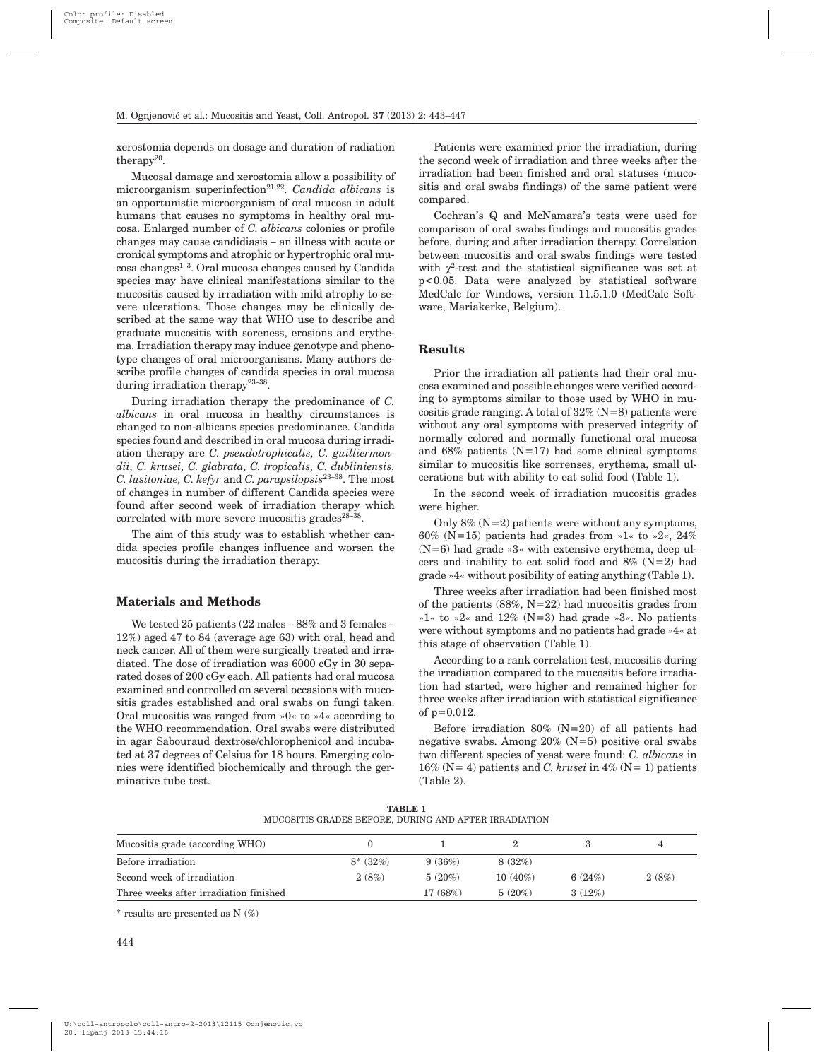xerostomia depends on dosage and duration of radiation therapy[20].

Mucosal damage and xerostomia allow a possibility of microorganism superinfection[21,22]. *Candida albicans* is an opportunistic microorganism of oral mucosa in adult humans that causes no symptoms in healthy oral mucosa. Enlarged number of *C. albicans* colonies or profile changes may cause candidiasis – an illness with acute or cronical symptoms and atrophic or hypertrophic oral mucosa changes[1–3]. Oral mucosa changes caused by Candida species may have clinical manifestations similar to the mucositis caused by irradiation with mild atrophy to severe ulcerations. Those changes may be clinically described at the same way that WHO use to describe and graduate mucositis with soreness, erosions and erythema. Irradiation therapy may induce genotype and phenotype changes of oral microorganisms. Many authors describe profile changes of candida species in oral mucosa during irradiation therapy[23–38].

During irradiation therapy the predominance of *C. albicans* in oral mucosa in healthy circumstances is changed to non-albicans species predominance. Candida species found and described in oral mucosa during irradiation therapy are *C. pseudotrophicalis, C. guilliermondii, C. krusei, C. glabrata, C. tropicalis, C. dubliniensis, C. lusitoniae, C. kefyr* and *C. parapsilopsis*[23–38]. The most of changes in number of different Candida species were found after second week of irradiation therapy which correlated with more severe mucositis grades[28–38].

The aim of this study was to establish whether candida species profile changes influence and worsen the mucositis during the irradiation therapy.

## Materials and Methods

We tested 25 patients (22 males – 88% and 3 females – 12%) aged 47 to 84 (average age 63) with oral, head and neck cancer. All of them were surgically treated and irradiated. The dose of irradiation was 6000 cGy in 30 separated doses of 200 cGy each. All patients had oral mucosa examined and controlled on several occasions with mucositis grades established and oral swabs on fungi taken. Oral mucositis was ranged from »0« to »4« according to the WHO recommendation. Oral swabs were distributed in agar Sabouraud dextrose/chlorophenicol and incubated at 37 degrees of Celsius for 18 hours. Emerging colonies were identified biochemically and through the germinative tube test.

Patients were examined prior the irradiation, during the second week of irradiation and three weeks after the irradiation had been finished and oral statuses (mucositis and oral swabs findings) of the same patient were compared.

Cochran's Q and McNamara's tests were used for comparison of oral swabs findings and mucositis grades before, during and after irradiation therapy. Correlation between mucositis and oral swabs findings were tested with $\chi^2$-test and the statistical significance was set at $p<0.05$. Data were analyzed by statistical software MedCalc for Windows, version 11.5.1.0 (MedCalc Software, Mariakerke, Belgium).

## Results

Prior the irradiation all patients had their oral mucosa examined and possible changes were verified according to symptoms similar to those used by WHO in mucositis grade ranging. A total of 32% (N=8) patients were without any oral symptoms with preserved integrity of normally colored and normally functional oral mucosa and 68% patients (N=17) had some clinical symptoms similar to mucositis like sorrenses, erythema, small ulcerations but with ability to eat solid food (Table 1).

In the second week of irradiation mucositis grades were higher.

Only 8% (N=2) patients were without any symptoms, 60% (N=15) patients had grades from »1« to »2«, 24% (N=6) had grade »3« with extensive erythema, deep ulcers and inability to eat solid food and 8% (N=2) had grade »4« without posibility of eating anything (Table 1).

Three weeks after irradiation had been finished most of the patients (88%, N=22) had mucositis grades from »1« to »2« and 12% (N=3) had grade »3«. No patients were without symptoms and no patients had grade »4« at this stage of observation (Table 1).

According to a rank correlation test, mucositis during the irradiation compared to the mucositis before irradiation had started, were higher and remained higher for three weeks after irradiation with statistical significance of $p=0.012$.

Before irradiation 80% (N=20) of all patients had negative swabs. Among 20% (N=5) positive oral swabs two different species of yeast were found: *C. albicans* in 16% (N= 4) patients and *C. krusei* in 4% (N= 1) patients (Table 2).

**TABLE 1**
MUCOSITIS GRADES BEFORE, DURING AND AFTER IRRADIATION

| Mucositis grade (according WHO) | 0 | 1 | 2 | 3 | 4 |
|---|---|---|---|---|---|
| Before irradiation | 8* (32%) | 9 (36%) | 8 (32%) | | |
| Second week of irradiation | 2 (8%) | 5 (20%) | 10 (40%) | 6 (24%) | 2 (8%) |
| Three weeks after irradiation finished | | 17 (68%) | 5 (20%) | 3 (12%) | |

\* results are presented as N (%)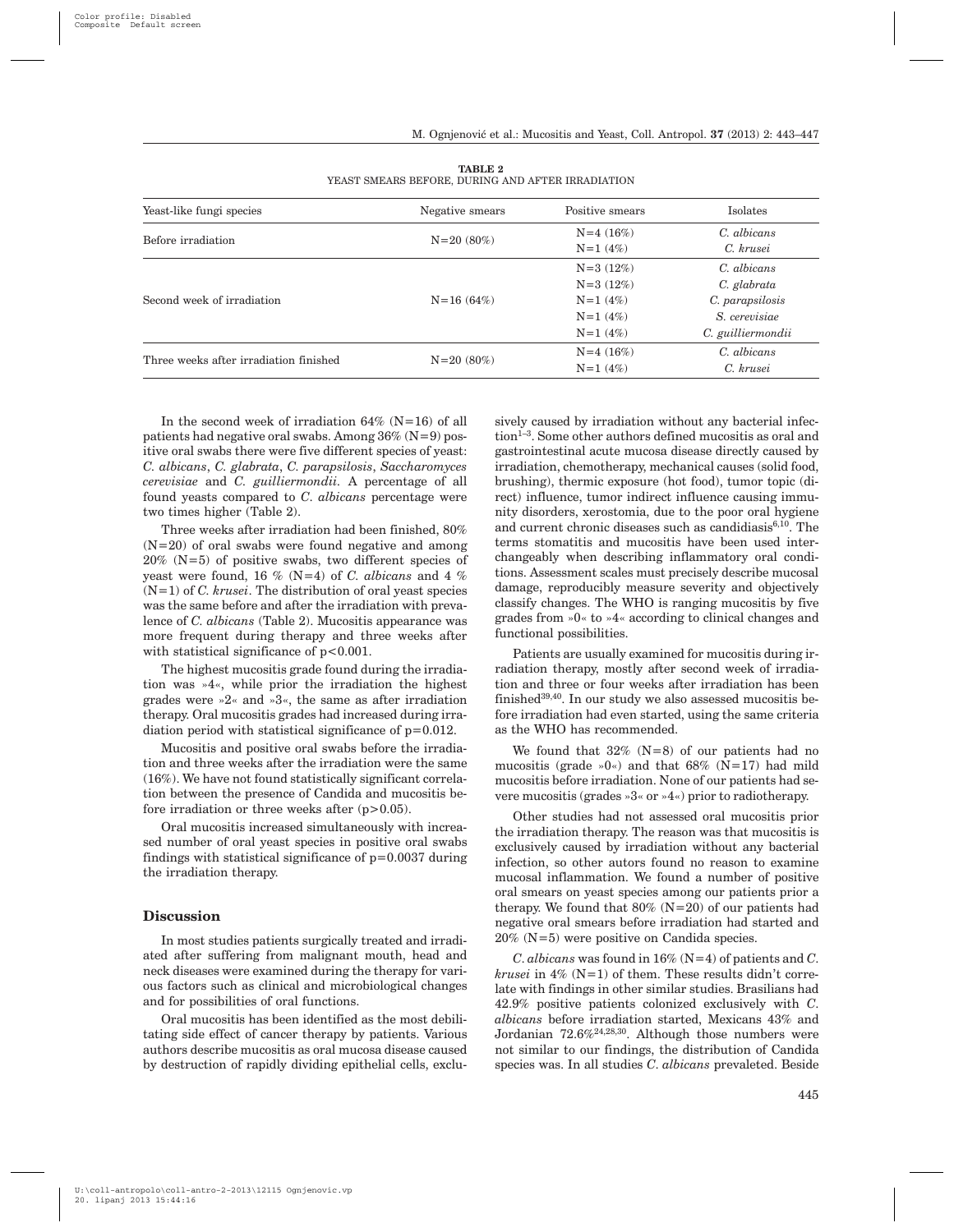**TABLE 2**
YEAST SMEARS BEFORE, DURING AND AFTER IRRADIATION

| Yeast-like fungi species | Negative smears | Positive smears | Isolates |
|---|---|---|---|
| Before irradiation | N=20 (80%) | N=4 (16%) | *C. albicans* |
| | | N=1 (4%) | *C. krusei* |
| Second week of irradiation | N=16 (64%) | N=3 (12%) | *C. albicans* |
| | | N=3 (12%) | *C. glabrata* |
| | | N=1 (4%) | *C. parapsilosis* |
| | | N=1 (4%) | *S. cerevisiae* |
| | | N=1 (4%) | *C. guilliermondii* |
| Three weeks after irradiation finished | N=20 (80%) | N=4 (16%) | *C. albicans* |
| | | N=1 (4%) | *C. krusei* |

In the second week of irradiation 64% (N=16) of all patients had negative oral swabs. Among 36% (N=9) positive oral swabs there were five different species of yeast: *C. albicans*, *C. glabrata*, *C. parapsilosis*, *Saccharomyces cerevisiae* and *C. guilliermondii*. A percentage of all found yeasts compared to *C. albicans* percentage were two times higher (Table 2).

Three weeks after irradiation had been finished, 80% (N=20) of oral swabs were found negative and among 20% (N=5) of positive swabs, two different species of yeast were found, 16 % (N=4) of *C. albicans* and 4 % (N=1) of *C. krusei*. The distribution of oral yeast species was the same before and after the irradiation with prevalence of *C. albicans* (Table 2). Mucositis appearance was more frequent during therapy and three weeks after with statistical significance of $p<0.001$.

The highest mucositis grade found during the irradiation was »4«, while prior the irradiation the highest grades were »2« and »3«, the same as after irradiation therapy. Oral mucositis grades had increased during irradiation period with statistical significance of $p=0.012$.

Mucositis and positive oral swabs before the irradiation and three weeks after the irradiation were the same (16%). We have not found statistically significant correlation between the presence of Candida and mucositis before irradiation or three weeks after ($p>0.05$).

Oral mucositis increased simultaneously with increased number of oral yeast species in positive oral swabs findings with statistical significance of $p=0.0037$ during the irradiation therapy.

## Discussion

In most studies patients surgically treated and irradiated after suffering from malignant mouth, head and neck diseases were examined during the therapy for various factors such as clinical and microbiological changes and for possibilities of oral functions.

Oral mucositis has been identified as the most debilitating side effect of cancer therapy by patients. Various authors describe mucositis as oral mucosa disease caused by destruction of rapidly dividing epithelial cells, exclusively caused by irradiation without any bacterial infection[1–3]. Some other authors defined mucositis as oral and gastrointestinal acute mucosa disease directly caused by irradiation, chemotherapy, mechanical causes (solid food, brushing), thermic exposure (hot food), tumor topic (direct) influence, tumor indirect influence causing immunity disorders, xerostomia, due to the poor oral hygiene and current chronic diseases such as candidiasis[6,10]. The terms stomatitis and mucositis have been used interchangeably when describing inflammatory oral conditions. Assessment scales must precisely describe mucosal damage, reproducibly measure severity and objectively classify changes. The WHO is ranging mucositis by five grades from »0« to »4« according to clinical changes and functional possibilities.

Patients are usually examined for mucositis during irradiation therapy, mostly after second week of irradiation and three or four weeks after irradiation has been finished[39,40]. In our study we also assessed mucositis before irradiation had even started, using the same criteria as the WHO has recommended.

We found that 32% (N=8) of our patients had no mucositis (grade »0«) and that 68% (N=17) had mild mucositis before irradiation. None of our patients had severe mucositis (grades »3« or »4«) prior to radiotherapy.

Other studies had not assessed oral mucositis prior the irradiation therapy. The reason was that mucositis is exclusively caused by irradiation without any bacterial infection, so other autors found no reason to examine mucosal inflammation. We found a number of positive oral smears on yeast species among our patients prior a therapy. We found that 80% (N=20) of our patients had negative oral smears before irradiation had started and 20% (N=5) were positive on Candida species.

*C. albicans* was found in 16% (N=4) of patients and *C. krusei* in 4% (N=1) of them. These results didn't correlate with findings in other similar studies. Brasilians had 42.9% positive patients colonized exclusively with *C. albicans* before irradiation started, Mexicans 43% and Jordanian 72.6%[24,28,30]. Although those numbers were not similar to our findings, the distribution of Candida species was. In all studies *C. albicans* prevaleted. Beside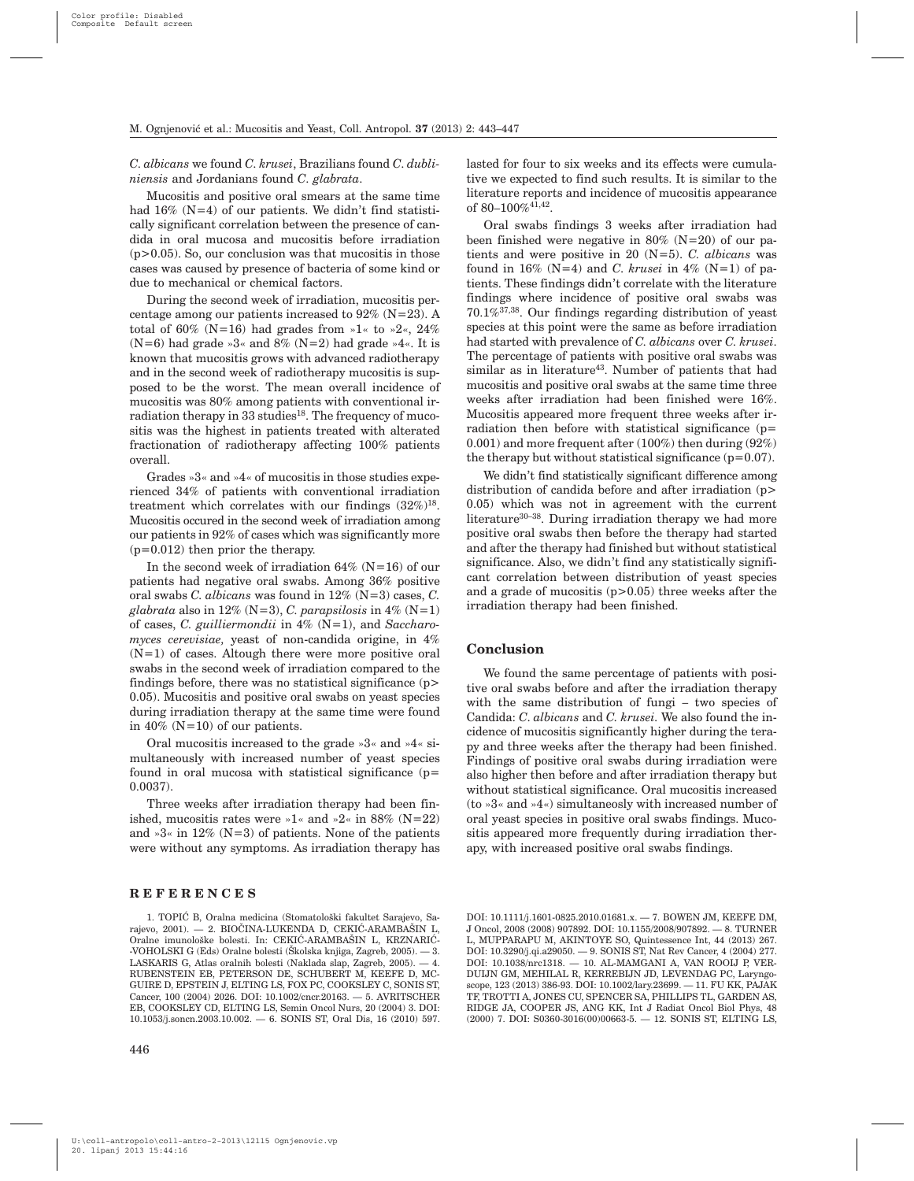*C. albicans* we found *C. krusei*, Brazilians found *C. dubliniensis* and Jordanians found *C. glabrata*.

Mucositis and positive oral smears at the same time had 16% (N=4) of our patients. We didn't find statistically significant correlation between the presence of candida in oral mucosa and mucositis before irradiation ($p>0.05$). So, our conclusion was that mucositis in those cases was caused by presence of bacteria of some kind or due to mechanical or chemical factors.

During the second week of irradiation, mucositis percentage among our patients increased to 92% (N=23). A total of 60% (N=16) had grades from »1« to »2«, 24% (N=6) had grade »3« and 8% (N=2) had grade »4«. It is known that mucositis grows with advanced radiotherapy and in the second week of radiotherapy mucositis is supposed to be the worst. The mean overall incidence of mucositis was 80% among patients with conventional irradiation therapy in 33 studies[18]. The frequency of mucositis was the highest in patients treated with altered fractionation of radiotherapy affecting 100% patients overall.

Grades »3« and »4« of mucositis in those studies experienced 34% of patients with conventional irradiation treatment which correlates with our findings (32%)[18]. Mucositis occured in the second week of irradiation among our patients in 92% of cases which was significantly more ($p=0.012$) then prior the therapy.

In the second week of irradiation 64% (N=16) of our patients had negative oral swabs. Among 36% positive oral swabs *C. albicans* was found in 12% (N=3) cases, *C. glabrata* also in 12% (N=3), *C. parapsilosis* in 4% (N=1) of cases, *C. guilliermondii* in 4% (N=1), and *Saccharomyces cerevisiae,* yeast of non-candida origine, in 4% (N=1) of cases. Altough there were more positive oral swabs in the second week of irradiation compared to the findings before, there was no statistical significance ($p>0.05$). Mucositis and positive oral swabs on yeast species during irradiation therapy at the same time were found in 40% (N=10) of our patients.

Oral mucositis increased to the grade »3« and »4« simultaneously with increased number of yeast species found in oral mucosa with statistical significance ($p=0.0037$).

Three weeks after irradiation therapy had been finished, mucositis rates were »1« and »2« in 88% (N=22) and »3« in 12% (N=3) of patients. None of the patients were without any symptoms. As irradiation therapy has lasted for four to six weeks and its effects were cumulative we expected to find such results. It is similar to the literature reports and incidence of mucositis appearance of 80–100%[41,42].

Oral swabs findings 3 weeks after irradiation had been finished were negative in 80% (N=20) of our patients and were positive in 20 (N=5). *C. albicans* was found in 16% (N=4) and *C. krusei* in 4% (N=1) of patients. These findings didn't correlate with the literature findings where incidence of positive oral swabs was 70.1%[37,38]. Our findings regarding distribution of yeast species at this point were the same as before irradiation had started with prevalence of *C. albicans* over *C. krusei*. The percentage of patients with positive oral swabs was similar as in literature[43]. Number of patients that had mucositis and positive oral swabs at the same time three weeks after irradiation had been finished were 16%. Mucositis appeared more frequent three weeks after irradiation then before with statistical significance ($p=0.001$) and more frequent after (100%) then during (92%) the therapy but without statistical significance ($p=0.07$).

We didn't find statistically significant difference among distribution of candida before and after irradiation ($p>0.05$) which was not in agreement with the current literature[30–38]. During irradiation therapy we had more positive oral swabs then before the therapy had started and after the therapy had finished but without statistical significance. Also, we didn't find any statistically significant correlation between distribution of yeast species and a grade of mucositis ($p>0.05$) three weeks after the irradiation therapy had been finished.

## Conclusion

We found the same percentage of patients with positive oral swabs before and after the irradiation therapy with the same distribution of fungi – two species of Candida: *C. albicans* and *C. krusei*. We also found the incidence of mucositis significantly higher during the terapy and three weeks after the therapy had been finished. Findings of positive oral swabs during irradiation were also higher then before and after irradiation therapy but without statistical significance. Oral mucositis increased (to »3« and »4«) simultaneosly with increased number of oral yeast species in positive oral swabs findings. Mucositis appeared more frequently during irradiation therapy, with increased positive oral swabs findings.

## REFERENCES

1. TOPIĆ B, Oralna medicina (Stomatološki fakultet Sarajevo, Sarajevo, 2001). — 2. BIOČINA-LUKENDA D, CEKIĆ-ARAMBAŠIN L, Oralne imunološke bolesti. In: CEKIĆ-ARAMBAŠIN L, KRZNARIĆ-VOHOLSKI G (Eds) Oralne bolesti (Školska knjiga, Zagreb, 2005). — 3. LASKARIS G, Atlas oralnih bolesti (Naklada slap, Zagreb, 2005). — 4. RUBENSTEIN EB, PETERSON DE, SCHUBERT M, KEEFE D, MCGUIRE D, EPSTEIN J, ELTING LS, FOX PC, COOKSLEY C, SONIS ST, Cancer, 100 (2004) 2026. DOI: 10.1002/cncr.20163. — 5. AVRITSCHER EB, COOKSLEY CD, ELTING LS, Semin Oncol Nurs, 20 (2004) 3. DOI: 10.1053/j.soncn.2003.10.002. — 6. SONIS ST, Oral Dis, 16 (2010) 597. DOI: 10.1111/j.1601-0825.2010.01681.x. — 7. BOWEN JM, KEEFE DM, J Oncol, 2008 (2008) 907892. DOI: 10.1155/2008/907892. — 8. TURNER L, MUPPARAPU M, AKINTOYE SO, Quintessence Int, 44 (2013) 267. DOI: 10.3290/j.qi.a29050. — 9. SONIS ST, Nat Rev Cancer, 4 (2004) 277. DOI: 10.1038/nrc1318. — 10. AL-MAMGANI A, VAN ROOIJ P, VERDUIJN GM, MEHILAL R, KERREBIJN JD, LEVENDAG PC, Laryngoscope, 123 (2013) 386-93. DOI: 10.1002/lary.23699. — 11. FU KK, PAJAK TF, TROTTI A, JONES CU, SPENCER SA, PHILLIPS TL, GARDEN AS, RIDGE JA, COOPER JS, ANG KK, Int J Radiat Oncol Biol Phys, 48 (2000) 7. DOI: S0360-3016(00)00663-5. — 12. SONIS ST, ELTING LS,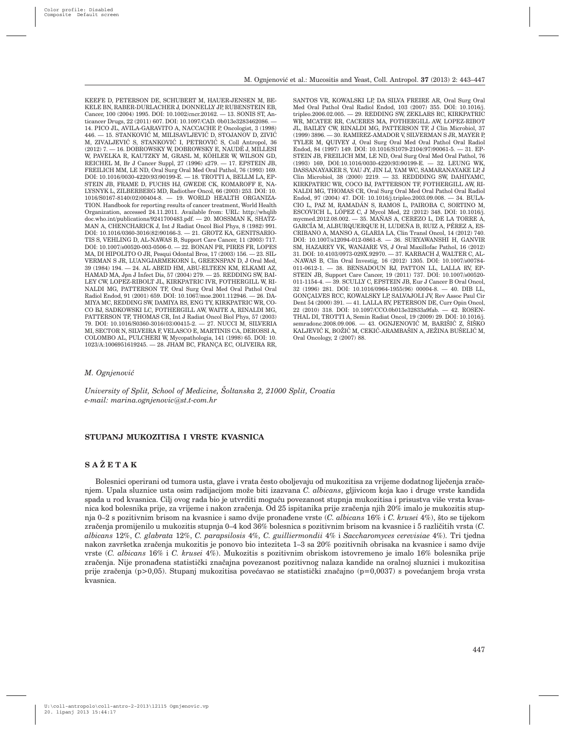KEEFE D, PETERSON DE, SCHUBERT M, HAUER-JENSEN M, BEKELE BN, RABER-DURLACHER J, DONNELLY JP, RUBENSTEIN EB, Cancer, 100 (2004) 1995. DOI: 10.1002/cncr.20162. — 13. SONIS ST, Anticancer Drugs, 22 (2011) 607. DOI: 10.1097/CAD. 0b013e3283462086. — 14. PICO JL, AVILA-GARAVITO A, NACCACHE P, Oncologist, 3 (1998) 446. — 15. STANKOVIĆ M, MILISAVLJEVIĆ D, STOJANOV D, ZIVIĆ M, ZIVALJEVIĆ S, STANKOVIĆ I, PETROVIĆ S, Coll Antropol, 36 (2012) 7. — 16. DOBROWSKY W, DOBROWSKY E, NAUDÉ J, MILLESI W, PAVELKA R, KAUTZKY M, GRASL M, KÖHLER W, WILSON GD, REICHEL M, Br J Cancer Suppl, 27 (1996) s279. — 17. EPSTEIN JB, FREILICH MM, LE ND, Oral Surg Oral Med Oral Pathol, 76 (1993) 169. DOI: 10.1016/0030-4220(93)90199-E. — 18. TROTTI A, BELLM LA, EPSTEIN JB, FRAME D, FUCHS HJ, GWEDE CK, KOMAROFF E, NALYSNYK L, ZILBERBERG MD, Radiother Oncol, 66 (2003) 253. DOI: 10. 1016/S0167-8140(02)00404-8. — 19. WORLD HEALTH ORGANIZATION. Handbook for reporting results of cancer treatment, World Health Organization, accessed 24.11.2011. Available from: URL: http://whqlib doc.who.int/publications/9241700483.pdf. — 20. MOSSMAN K, SHATZMAN A, CHENCHARICK J, Int J Radiat Oncol Biol Phys, 8 (1982) 991. DOI: 10.1016/0360-3016(82)90166-3. — 21. GROTZ KA, GENITSARIOTIS S, VEHLING D, AL-NAWAS B, Support Care Cancer, 11 (2003) 717. DOI: 10.1007/s00520-003-0506-0. — 22. BONAN PR, PIRES FR, LOPES MA, DI HIPOLITO O JR, Pesqui Odontal Bros, 17 (2003) 156. — 23. SILVERMAN S JR, LUANGJARMEKORN L, GREENSPAN D, J Oral Med, 39 (1984) 194. — 24. AL ABEID HM, ABU-ELTEEN KM, ELKAMI AZ, HAMAD MA, Jpn J Infect Dis, 57 (2004) 279. — 25. REDDING SW, BAILEY CW, LOPEZ-RIBOLT JL, KIRKPATRIC IVR, FOTHERGILL W, RINALDI MG, PATTERSON TF, Oral Surg Oral Med Oral Pathol Oral Radiol Endod, 91 (2001) 659. DOI: 10.1067/moe.2001.112946. — 26. DAMIYA MC, REDDING SW, DAMIYA RS, ENG TY, KIRKPATRIC WR, COCO BJ, SADKOWSKI LC, FOTHERGILL AW, WAITE A, RINALDI MG, PATTERSON TF, THOMAS CR, Int J Radiat Oncol Biol Phys, 57 (2003) 79. DOI: 10.1016/S0360-3016(03)00415-2. — 27. NUCCI M, SILVERIA MI, SECTOR N, SILVEIRA F, VELASCO E, MARTINIS CA, DEROSSI A, COLOMBO AL, PULCHERI W, Mycopathologia, 141 (1998) 65. DOI: 10. 1023/A:1006951619245. — 28. JHAM BC, FRANÇA EC, OLIVEIRA RR, SANTOS VR, KOWALSKI LP, DA SILVA FREIRE AR, Oral Surg Oral Med Oral Pathol Oral Radiol Endod, 103 (2007) 355. DOI: 10.1016/j. tripleo.2006.02.005. — 29. REDDING SW, ZEKLARS RC, KIRKPATRIC WR, MCATEE RR, CACERES MA, FOTHERGILL AW, LOPEZ-RIBOT JL, BAILEY CW, RINALDI MG, PATTERSON TF, J Clin Microbiol, 37 (1999) 3896. — 30. RAMIREZ-AMADOR V, SILVERMAN S JR, MAYER P, TYLER M, QUIVEY J, Oral Surg Oral Med Oral Pathol Oral Radiol Endod, 84 (1997) 149. DOI: 10.1016/S1079-2104(97)90061-5. — 31. EPSTEIN JB, FREILICH MM, LE ND, Oral Surg Oral Med Oral Pathol, 76 (1993) 169, DOI:10.1016/0030-4220(93)90199-E. — 32. LEUNG WK, DASSANAYAKER S, YAU JY, JIN LJ, YAM WC, SAMARANAYAKE LP, J Clin Microbiol, 38 (2000) 2219. — 33. REDDDING SW, DAHIYAMC, KIRKPATRIC WR, COCO BJ, PATTERSON TF, FOTHERGILL AW, RINALDI MG, THOMAS CR, Oral Surg Oral Med Oral Pathol Oral Radiol Endod, 97 (2004) 47. DOI: 10.1016/j.tripleo.2003.09.008. — 34. BULACIO L, PAZ M, RAMADÁN S, RAMOS L, PAIROBA C, SORTINO M, ESCOVICH L, LÓPEZ C, J Mycol Med, 22 (2012) 348. DOI: 10.1016/j. mycmed.2012.08.002. — 35. MAÑAS A, CEREZO L, DE LA TORRE A, GARCÍA M, ALBURQUERQUE H, LUDEÑA B, RUIZ A, PÉREZ A, ESCRIBANO A, MANSO A, GLARIA LA, Clin Transl Oncol, 14 (2012) 740. DOI: 10.1007/s12094-012-0861-8. — 36. SURYAWANSHI H, GANVIR SM, HAZAREY VK, WANJARE VS, J Oral Maxillofac Pathol, 16 (2012) 31. DOI: 10.4103/0973-029X.92970. — 37. KARBACH J, WALTER C, AL-NAWAS B, Clin Oral Investig, 16 (2012) 1305. DOI: 10.1007/s00784-011-0612-1. — 38. BENSADOUN RJ, PATTON LL, LALLA RV, EPSTEIN JB, Support Care Cancer, 19 (2011) 737. DOI: 10.1007/s00520-011-1154-4. — 39. SCULLY C, EPSTEIN JB, Eur J Cancer B Oral Oncol, 32 (1996) 281. DOI: 10.1016/0964-1955(96) 00004-8. — 40. DIB LL, GONÇALVES RCC, KOWALSKY LP, SALVAJOLI JV, Rev Assoc Paul Cir Dent 54 (2000) 391. — 41. LALLA RV, PETERSON DE, Curr Opin Oncol, 22 (2010) 318. DOI: 10.1097/CCO.0b013e32833a9fab. — 42. ROSENTHAL DI, TROTTI A, Semin Radiat Oncol, 19 (2009) 29. DOI: 10.1016/j. semradonc.2008.09.006. — 43. OGNJENOVIĆ M, BARIŠIĆ Z, ŠIŠKO KALJEVIĆ K, BOŽIĆ M, CEKIĆ-ARAMBAŠIN A, JEŽINA BUŠELIĆ M, Oral Oncology, 2 (2007) 88.

*M. Ognjenović*

*University of Split, School of Medicine, Šoltanska 2, 21000 Split, Croatia*
*e-mail: marina.ognjenovic@st.t-com.hr*

## STUPANJ MUKOZITISA I VRSTE KVASNICA

### SAŽETAK

Bolesnici operirani od tumora usta, glave i vrata često obolijevaju od mukozitisa za vrijeme dodatnog liječenja zračenjem. Upala sluznice usta osim radijacijom može biti izazvana *C. albicans*, gljivicom koja kao i druge vrste kandida spada u rod kvasnica. Cilj ovog rada bio je utvrditi moguću povezanost stupnja mukozitisa i prisustva više vrsta kvasnica kod bolesnika prije, za vrijeme i nakon zračenja. Od 25 ispitanika prije zračenja njih 20% imalo je mukozitis stupnja 0–2 s pozitivnim brisom na kvasnice i samo dvije pronađene vrste (*C. albicans* 16% i *C. krusei* 4%), što se tijekom zračenja promijenilo u mukozitis stupnja 0–4 kod 36% bolesnica s pozitivnim brisom na kvasnice i 5 različitih vrsta (*C. albicans* 12%, *C. glabrata* 12%, *C. parapsilosis* 4%, *C. guilliermondii* 4% i *Saccharomyces cerevisiae* 4%). Tri tjedna nakon završetka zračenja mukozitis je ponovo bio inteziteta 1–3 sa 20% pozitivnih obrisaka na kvasnice i samo dvije vrste (*C. albicans* 16% i *C. krusei* 4%). Mukozitis s pozitivnim obriskom istovremeno je imalo 16% bolesnika prije zračenja. Nije pronađena statistički značajna povezanost pozitivnog nalaza kandide na oralnoj sluznici i mukozitisa prije zračenja ($p>0,05$). Stupanj mukozitisa povećavao se statistički značajno ($p=0,0037$) s povećanjem broja vrsta kvasnica.